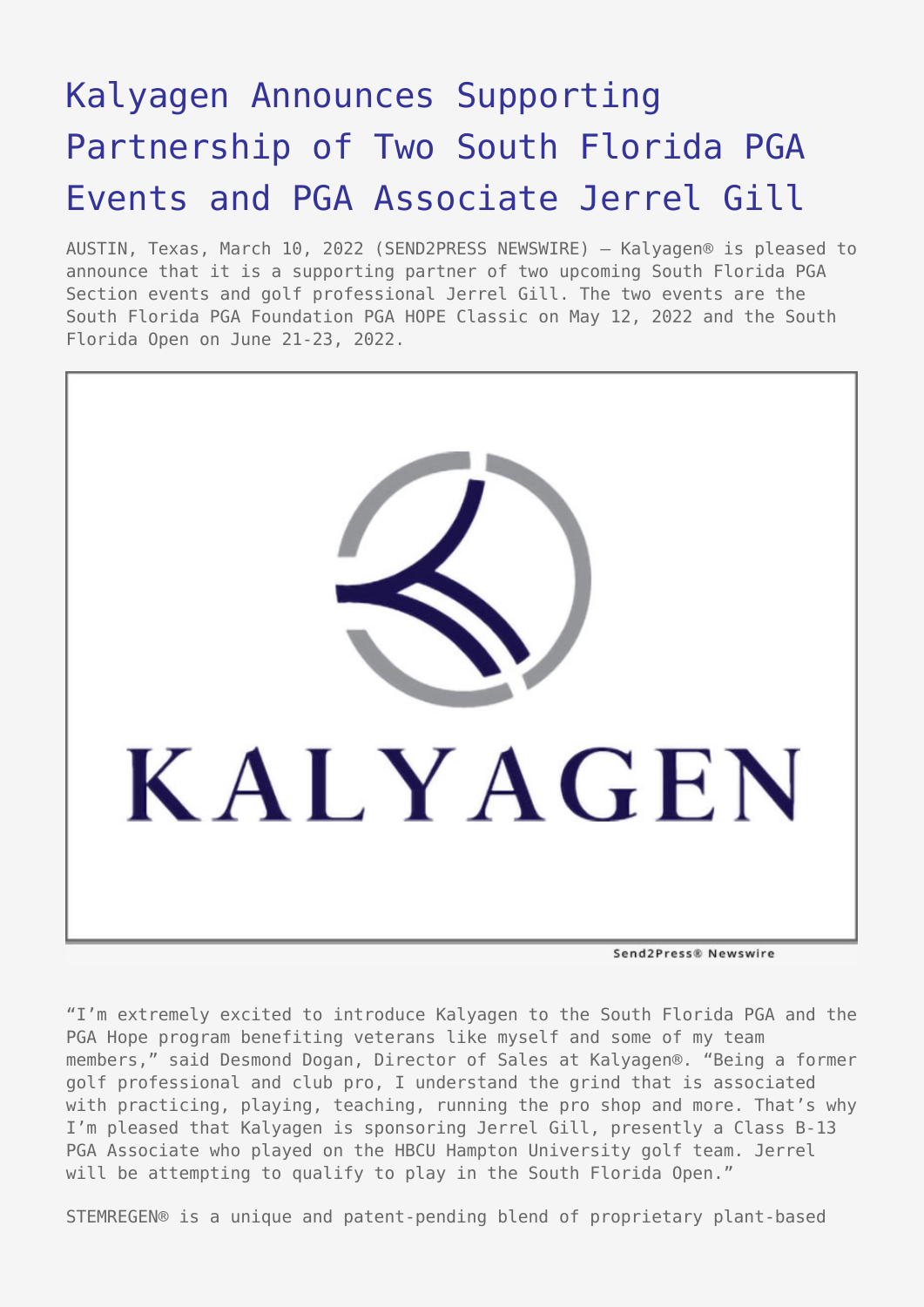# Kalyagen Announces Supporting Partnership of Two South Florida PGA Events and PGA Associate Jerrel Gill

AUSTIN, Texas, March 10, 2022 (SEND2PRESS NEWSWIRE) — Kalyagen® is pleased to announce that it is a supporting partner of two upcoming South Florida PGA Section events and golf professional Jerrel Gill. The two events are the South Florida PGA Foundation PGA HOPE Classic on May 12, 2022 and the South Florida Open on June 21-23, 2022.

"I'm extremely excited to introduce Kalyagen to the South Florida PGA and the PGA Hope program benefiting veterans like myself and some of my team members," said Desmond Dogan, Director of Sales at Kalyagen®. "Being a former golf professional and club pro, I understand the grind that is associated with practicing, playing, teaching, running the pro shop and more. That's why I'm pleased that Kalyagen is sponsoring Jerrel Gill, presently a Class B-13 PGA Associate who played on the HBCU Hampton University golf team. Jerrel will be attempting to qualify to play in the South Florida Open."

STEMREGEN® is a unique and patent-pending blend of proprietary plant-based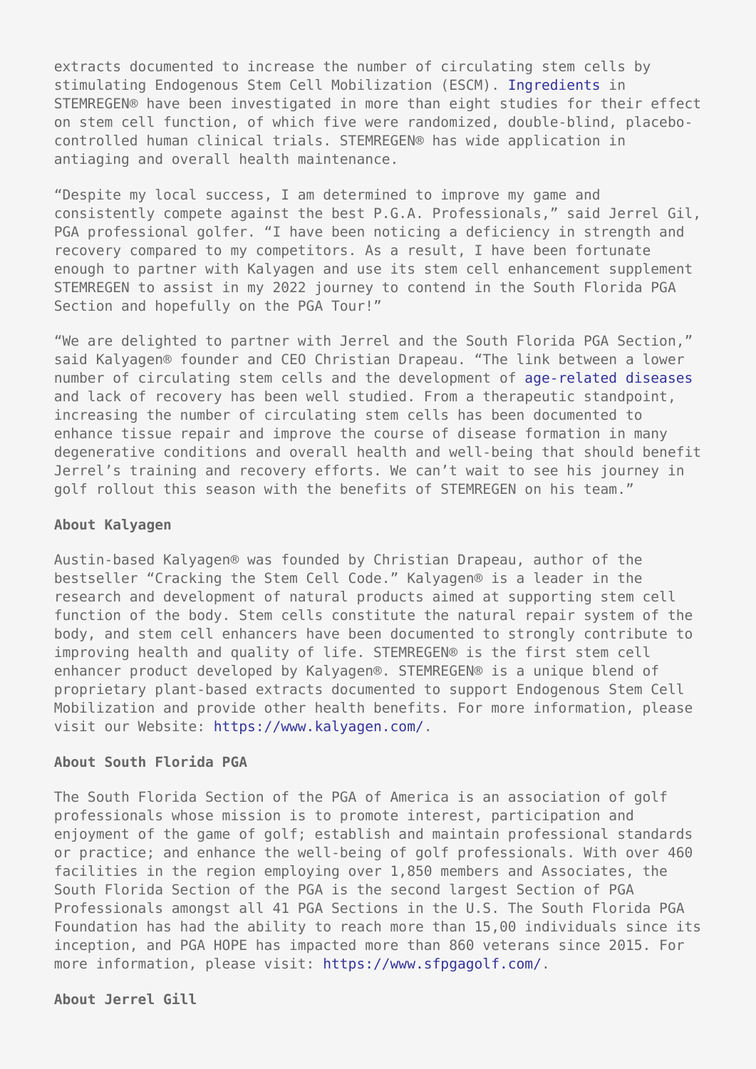extracts documented to increase the number of circulating stem cells by stimulating Endogenous Stem Cell Mobilization (ESCM). Ingredients in STEMREGEN® have been investigated in more than eight studies for their effect on stem cell function, of which five were randomized, double-blind, placebo-controlled human clinical trials. STEMREGEN® has wide application in antiaging and overall health maintenance.

“Despite my local success, I am determined to improve my game and consistently compete against the best P.G.A. Professionals,” said Jerrel Gil, PGA professional golfer. “I have been noticing a deficiency in strength and recovery compared to my competitors. As a result, I have been fortunate enough to partner with Kalyagen and use its stem cell enhancement supplement STEMREGEN to assist in my 2022 journey to contend in the South Florida PGA Section and hopefully on the PGA Tour!”

“We are delighted to partner with Jerrel and the South Florida PGA Section,” said Kalyagen® founder and CEO Christian Drapeau. “The link between a lower number of circulating stem cells and the development of age-related diseases and lack of recovery has been well studied. From a therapeutic standpoint, increasing the number of circulating stem cells has been documented to enhance tissue repair and improve the course of disease formation in many degenerative conditions and overall health and well-being that should benefit Jerrel’s training and recovery efforts. We can’t wait to see his journey in golf rollout this season with the benefits of STEMREGEN on his team.”

**About Kalyagen**

Austin-based Kalyagen® was founded by Christian Drapeau, author of the bestseller “Cracking the Stem Cell Code.” Kalyagen® is a leader in the research and development of natural products aimed at supporting stem cell function of the body. Stem cells constitute the natural repair system of the body, and stem cell enhancers have been documented to strongly contribute to improving health and quality of life. STEMREGEN® is the first stem cell enhancer product developed by Kalyagen®. STEMREGEN® is a unique blend of proprietary plant-based extracts documented to support Endogenous Stem Cell Mobilization and provide other health benefits. For more information, please visit our Website: https://www.kalyagen.com/.

**About South Florida PGA**

The South Florida Section of the PGA of America is an association of golf professionals whose mission is to promote interest, participation and enjoyment of the game of golf; establish and maintain professional standards or practice; and enhance the well-being of golf professionals. With over 460 facilities in the region employing over 1,850 members and Associates, the South Florida Section of the PGA is the second largest Section of PGA Professionals amongst all 41 PGA Sections in the U.S. The South Florida PGA Foundation has had the ability to reach more than 15,00 individuals since its inception, and PGA HOPE has impacted more than 860 veterans since 2015. For more information, please visit: https://www.sfpgagolf.com/.

**About Jerrel Gill**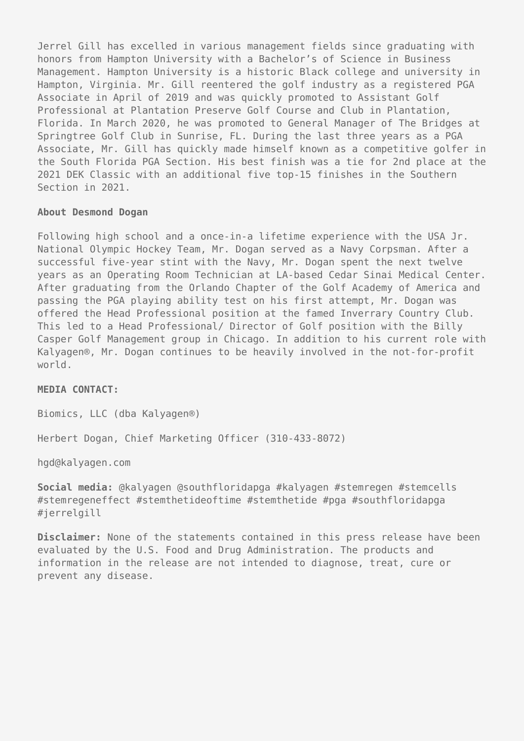Jerrel Gill has excelled in various management fields since graduating with honors from Hampton University with a Bachelor's of Science in Business Management. Hampton University is a historic Black college and university in Hampton, Virginia. Mr. Gill reentered the golf industry as a registered PGA Associate in April of 2019 and was quickly promoted to Assistant Golf Professional at Plantation Preserve Golf Course and Club in Plantation, Florida. In March 2020, he was promoted to General Manager of The Bridges at Springtree Golf Club in Sunrise, FL. During the last three years as a PGA Associate, Mr. Gill has quickly made himself known as a competitive golfer in the South Florida PGA Section. His best finish was a tie for 2nd place at the 2021 DEK Classic with an additional five top-15 finishes in the Southern Section in 2021.

**About Desmond Dogan**

Following high school and a once-in-a lifetime experience with the USA Jr. National Olympic Hockey Team, Mr. Dogan served as a Navy Corpsman. After a successful five-year stint with the Navy, Mr. Dogan spent the next twelve years as an Operating Room Technician at LA-based Cedar Sinai Medical Center. After graduating from the Orlando Chapter of the Golf Academy of America and passing the PGA playing ability test on his first attempt, Mr. Dogan was offered the Head Professional position at the famed Inverrary Country Club. This led to a Head Professional/ Director of Golf position with the Billy Casper Golf Management group in Chicago. In addition to his current role with Kalyagen®, Mr. Dogan continues to be heavily involved in the not-for-profit world.

**MEDIA CONTACT:**

Biomics, LLC (dba Kalyagen®)

Herbert Dogan, Chief Marketing Officer (310-433-8072)

hgd@kalyagen.com

**Social media:** @kalyagen @southfloridapga #kalyagen #stemregen #stemcells #stemregeneffect #stemthetideoftime #stemthetide #pga #southfloridapga #jerrelgill

**Disclaimer:** None of the statements contained in this press release have been evaluated by the U.S. Food and Drug Administration. The products and information in the release are not intended to diagnose, treat, cure or prevent any disease.